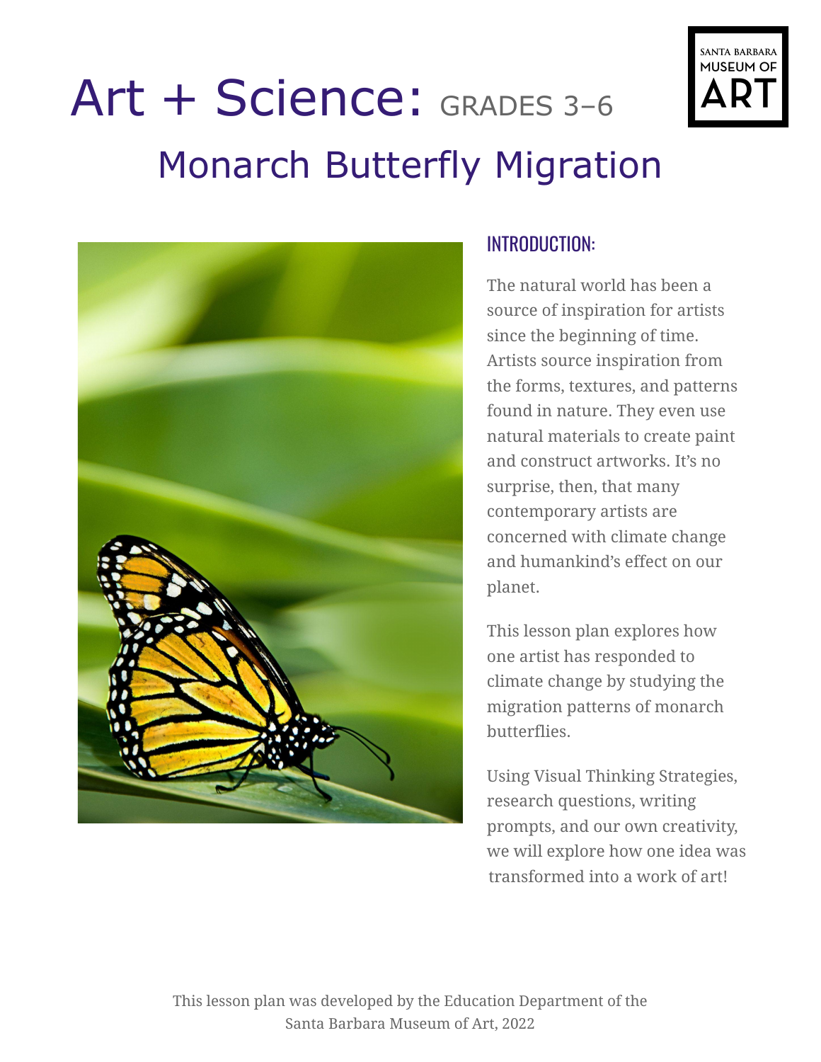# Art + Science: GRADES 3–6

## Monarch Butterfly Migration

SANTA BARBARA MUSEUM OF ART

### INTRODUCTION:

The natural world has been a source of inspiration for artists since the beginning of time. Artists source inspiration from the forms, textures, and patterns found in nature. They even use natural materials to create paint and construct artworks. It's no surprise, then, that many contemporary artists are concerned with climate change and humankind's effect on our planet.

This lesson plan explores how one artist has responded to climate change by studying the migration patterns of monarch butterflies.

Using Visual Thinking Strategies, research questions, writing prompts, and our own creativity, we will explore how one idea was transformed into a work of art!

This lesson plan was developed by the Education Department of the Santa Barbara Museum of Art, 2022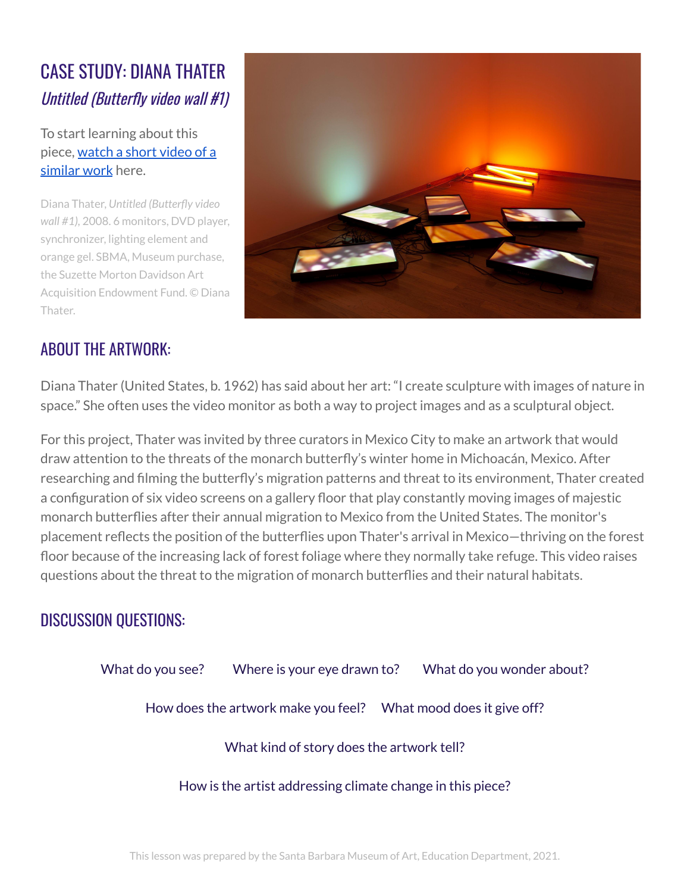# CASE STUDY: DIANA THATER

## *Untitled (Butterfly video wall #1)*

To start learning about this piece, [watch a short video of a similar work](#) here.

Diana Thater, *Untitled (Butterfly video wall #1)*, 2008. 6 monitors, DVD player, synchronizer, lighting element and orange gel. SBMA, Museum purchase, the Suzette Morton Davidson Art Acquisition Endowment Fund. © Diana Thater.

## ABOUT THE ARTWORK:

Diana Thater (United States, b. 1962) has said about her art: "I create sculpture with images of nature in space." She often uses the video monitor as both a way to project images and as a sculptural object.

For this project, Thater was invited by three curators in Mexico City to make an artwork that would draw attention to the threats of the monarch butterfly's winter home in Michoacán, Mexico. After researching and filming the butterfly's migration patterns and threat to its environment, Thater created a configuration of six video screens on a gallery floor that play constantly moving images of majestic monarch butterflies after their annual migration to Mexico from the United States. The monitor's placement reflects the position of the butterflies upon Thater's arrival in Mexico—thriving on the forest floor because of the increasing lack of forest foliage where they normally take refuge. This video raises questions about the threat to the migration of monarch butterflies and their natural habitats.

## DISCUSSION QUESTIONS:

What do you see? Where is your eye drawn to? What do you wonder about?

How does the artwork make you feel? What mood does it give off?

What kind of story does the artwork tell?

How is the artist addressing climate change in this piece?

This lesson was prepared by the Santa Barbara Museum of Art, Education Department, 2021.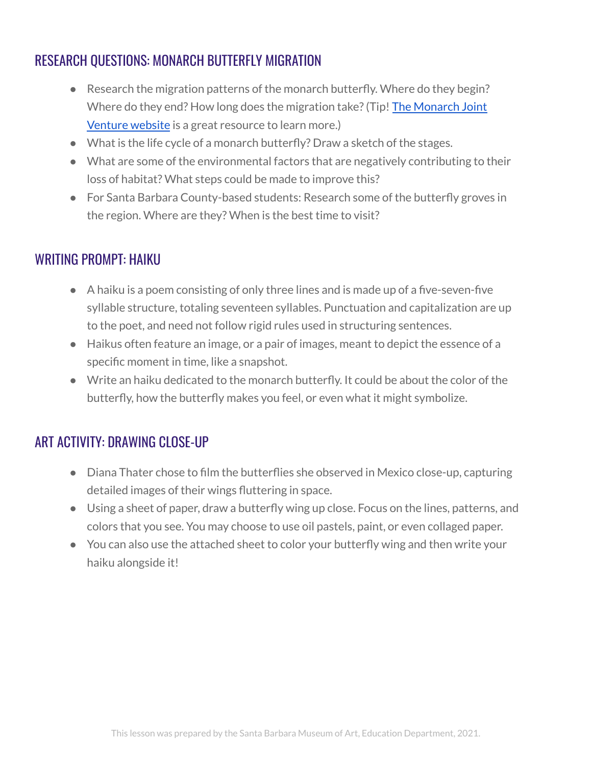## RESEARCH QUESTIONS: MONARCH BUTTERFLY MIGRATION

- Research the migration patterns of the monarch butterfly. Where do they begin? Where do they end? How long does the migration take? (Tip! The Monarch Joint Venture website is a great resource to learn more.)
- What is the life cycle of a monarch butterfly? Draw a sketch of the stages.
- What are some of the environmental factors that are negatively contributing to their loss of habitat? What steps could be made to improve this?
- For Santa Barbara County-based students: Research some of the butterfly groves in the region. Where are they? When is the best time to visit?

## WRITING PROMPT: HAIKU

- A haiku is a poem consisting of only three lines and is made up of a five-seven-five syllable structure, totaling seventeen syllables. Punctuation and capitalization are up to the poet, and need not follow rigid rules used in structuring sentences.
- Haikus often feature an image, or a pair of images, meant to depict the essence of a specific moment in time, like a snapshot.
- Write an haiku dedicated to the monarch butterfly. It could be about the color of the butterfly, how the butterfly makes you feel, or even what it might symbolize.

## ART ACTIVITY: DRAWING CLOSE-UP

- Diana Thater chose to film the butterflies she observed in Mexico close-up, capturing detailed images of their wings fluttering in space.
- Using a sheet of paper, draw a butterfly wing up close. Focus on the lines, patterns, and colors that you see. You may choose to use oil pastels, paint, or even collaged paper.
- You can also use the attached sheet to color your butterfly wing and then write your haiku alongside it!

This lesson was prepared by the Santa Barbara Museum of Art, Education Department, 2021.